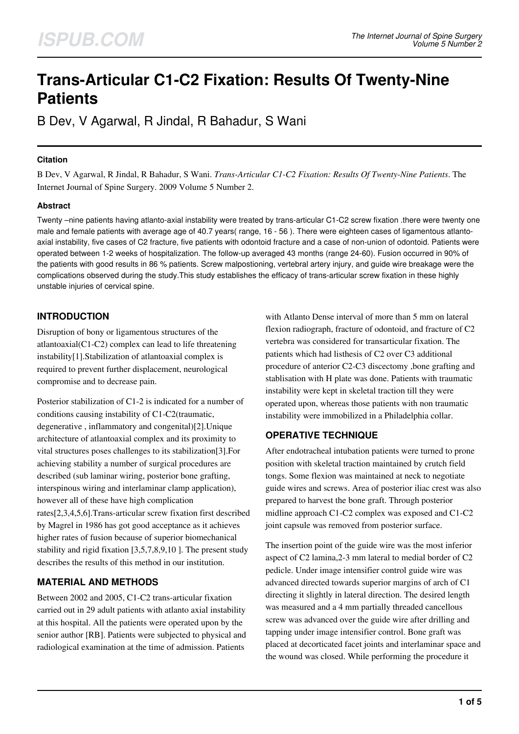# Trans-Articular C1-C2 Fixation: Results Of Twenty-Nine Patients

B Dev, V Agarwal, R Jindal, R Bahadur, S Wani

### Citation

B Dev, V Agarwal, R Jindal, R Bahadur, S Wani. *Trans-Articular C1-C2 Fixation: Results Of Twenty-Nine Patients*. The Internet Journal of Spine Surgery. 2009 Volume 5 Number 2.

### Abstract

Twenty –nine patients having atlanto-axial instability were treated by trans-articular C1-C2 screw fixation .there were twenty one male and female patients with average age of 40.7 years( range, 16 - 56 ). There were eighteen cases of ligamentous atlanto-axial instability, five cases of C2 fracture, five patients with odontoid fracture and a case of non-union of odontoid. Patients were operated between 1-2 weeks of hospitalization. The follow-up averaged 43 months (range 24-60). Fusion occurred in 90% of the patients with good results in 86 % patients. Screw malpostioning, vertebral artery injury, and guide wire breakage were the complications observed during the study.This study establishes the efficacy of trans-articular screw fixation in these highly unstable injuries of cervical spine.

## INTRODUCTION

Disruption of bony or ligamentous structures of the atlantoaxial(C1-C2) complex can lead to life threatening instability[1].Stabilization of atlantoaxial complex is required to prevent further displacement, neurological compromise and to decrease pain.

Posterior stabilization of C1-2 is indicated for a number of conditions causing instability of C1-C2(traumatic, degenerative , inflammatory and congenital)[2].Unique architecture of atlantoaxial complex and its proximity to vital structures poses challenges to its stabilization[3].For achieving stability a number of surgical procedures are described (sub laminar wiring, posterior bone grafting, interspinous wiring and interlaminar clamp application), however all of these have high complication rates[2,3,4,5,6].Trans-articular screw fixation first described by Magrel in 1986 has got good acceptance as it achieves higher rates of fusion because of superior biomechanical stability and rigid fixation [3,5,7,8,9,10 ]. The present study describes the results of this method in our institution.

## MATERIAL AND METHODS

Between 2002 and 2005, C1-C2 trans-articular fixation carried out in 29 adult patients with atlanto axial instability at this hospital. All the patients were operated upon by the senior author [RB]. Patients were subjected to physical and radiological examination at the time of admission. Patients with Atlanto Dense interval of more than 5 mm on lateral flexion radiograph, fracture of odontoid, and fracture of C2 vertebra was considered for transarticular fixation. The patients which had listhesis of C2 over C3 additional procedure of anterior C2-C3 discectomy ,bone grafting and stablisation with H plate was done. Patients with traumatic instability were kept in skeletal traction till they were operated upon, whereas those patients with non traumatic instability were immobilized in a Philadelphia collar.

## OPERATIVE TECHNIQUE

After endotracheal intubation patients were turned to prone position with skeletal traction maintained by crutch field tongs. Some flexion was maintained at neck to negotiate guide wires and screws. Area of posterior iliac crest was also prepared to harvest the bone graft. Through posterior midline approach C1-C2 complex was exposed and C1-C2 joint capsule was removed from posterior surface.

The insertion point of the guide wire was the most inferior aspect of C2 lamina,2-3 mm lateral to medial border of C2 pedicle. Under image intensifier control guide wire was advanced directed towards superior margins of arch of C1 directing it slightly in lateral direction. The desired length was measured and a 4 mm partially threaded cancellous screw was advanced over the guide wire after drilling and tapping under image intensifier control. Bone graft was placed at decorticated facet joints and interlaminar space and the wound was closed. While performing the procedure it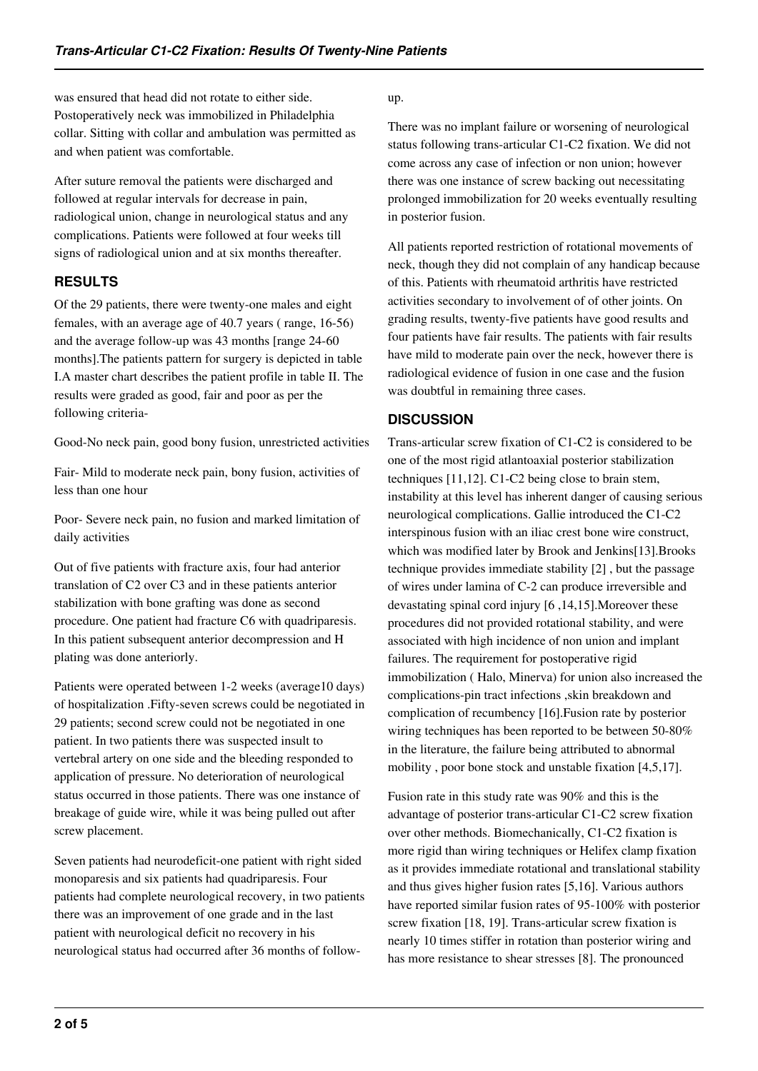was ensured that head did not rotate to either side. Postoperatively neck was immobilized in Philadelphia collar. Sitting with collar and ambulation was permitted as and when patient was comfortable.

After suture removal the patients were discharged and followed at regular intervals for decrease in pain, radiological union, change in neurological status and any complications. Patients were followed at four weeks till signs of radiological union and at six months thereafter.

## RESULTS

Of the 29 patients, there were twenty-one males and eight females, with an average age of 40.7 years ( range, 16-56) and the average follow-up was 43 months [range 24-60 months].The patients pattern for surgery is depicted in table I.A master chart describes the patient profile in table II. The results were graded as good, fair and poor as per the following criteria-

Good-No neck pain, good bony fusion, unrestricted activities

Fair- Mild to moderate neck pain, bony fusion, activities of less than one hour

Poor- Severe neck pain, no fusion and marked limitation of daily activities

Out of five patients with fracture axis, four had anterior translation of C2 over C3 and in these patients anterior stabilization with bone grafting was done as second procedure. One patient had fracture C6 with quadriparesis. In this patient subsequent anterior decompression and H plating was done anteriorly.

Patients were operated between 1-2 weeks (average10 days) of hospitalization .Fifty-seven screws could be negotiated in 29 patients; second screw could not be negotiated in one patient. In two patients there was suspected insult to vertebral artery on one side and the bleeding responded to application of pressure. No deterioration of neurological status occurred in those patients. There was one instance of breakage of guide wire, while it was being pulled out after screw placement.

Seven patients had neurodeficit-one patient with right sided monoparesis and six patients had quadriparesis. Four patients had complete neurological recovery, in two patients there was an improvement of one grade and in the last patient with neurological deficit no recovery in his neurological status had occurred after 36 months of follow-up.

There was no implant failure or worsening of neurological status following trans-articular C1-C2 fixation. We did not come across any case of infection or non union; however there was one instance of screw backing out necessitating prolonged immobilization for 20 weeks eventually resulting in posterior fusion.

All patients reported restriction of rotational movements of neck, though they did not complain of any handicap because of this. Patients with rheumatoid arthritis have restricted activities secondary to involvement of of other joints. On grading results, twenty-five patients have good results and four patients have fair results. The patients with fair results have mild to moderate pain over the neck, however there is radiological evidence of fusion in one case and the fusion was doubtful in remaining three cases.

## DISCUSSION

Trans-articular screw fixation of C1-C2 is considered to be one of the most rigid atlantoaxial posterior stabilization techniques [11,12]. C1-C2 being close to brain stem, instability at this level has inherent danger of causing serious neurological complications. Gallie introduced the C1-C2 interspinous fusion with an iliac crest bone wire construct, which was modified later by Brook and Jenkins[13].Brooks technique provides immediate stability [2] , but the passage of wires under lamina of C-2 can produce irreversible and devastating spinal cord injury [6 ,14,15].Moreover these procedures did not provided rotational stability, and were associated with high incidence of non union and implant failures. The requirement for postoperative rigid immobilization ( Halo, Minerva) for union also increased the complications-pin tract infections ,skin breakdown and complication of recumbency [16].Fusion rate by posterior wiring techniques has been reported to be between 50-80% in the literature, the failure being attributed to abnormal mobility , poor bone stock and unstable fixation [4,5,17].

Fusion rate in this study rate was 90% and this is the advantage of posterior trans-articular C1-C2 screw fixation over other methods. Biomechanically, C1-C2 fixation is more rigid than wiring techniques or Helifex clamp fixation as it provides immediate rotational and translational stability and thus gives higher fusion rates [5,16]. Various authors have reported similar fusion rates of 95-100% with posterior screw fixation [18, 19]. Trans-articular screw fixation is nearly 10 times stiffer in rotation than posterior wiring and has more resistance to shear stresses [8]. The pronounced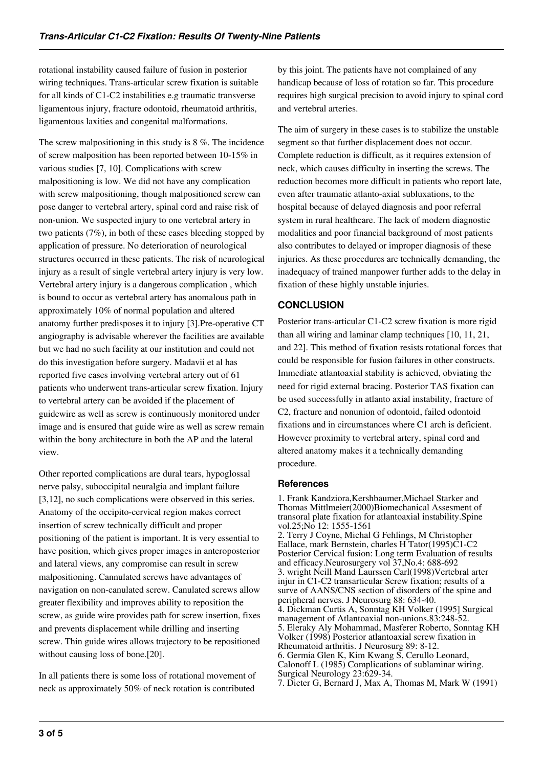rotational instability caused failure of fusion in posterior wiring techniques. Trans-articular screw fixation is suitable for all kinds of C1-C2 instabilities e.g traumatic transverse ligamentous injury, fracture odontoid, rheumatoid arthritis, ligamentous laxities and congenital malformations.

The screw malpositioning in this study is 8 %. The incidence of screw malposition has been reported between 10-15% in various studies [7, 10]. Complications with screw malpositioning is low. We did not have any complication with screw malpositioning, though malpositioned screw can pose danger to vertebral artery, spinal cord and raise risk of non-union. We suspected injury to one vertebral artery in two patients (7%), in both of these cases bleeding stopped by application of pressure. No deterioration of neurological structures occurred in these patients. The risk of neurological injury as a result of single vertebral artery injury is very low. Vertebral artery injury is a dangerous complication , which is bound to occur as vertebral artery has anomalous path in approximately 10% of normal population and altered anatomy further predisposes it to injury [3].Pre-operative CT angiography is advisable wherever the facilities are available but we had no such facility at our institution and could not do this investigation before surgery. Madavii et al has reported five cases involving vertebral artery out of 61 patients who underwent trans-articular screw fixation. Injury to vertebral artery can be avoided if the placement of guidewire as well as screw is continuously monitored under image and is ensured that guide wire as well as screw remain within the bony architecture in both the AP and the lateral view.

Other reported complications are dural tears, hypoglossal nerve palsy, suboccipital neuralgia and implant failure [3,12], no such complications were observed in this series. Anatomy of the occipito-cervical region makes correct insertion of screw technically difficult and proper positioning of the patient is important. It is very essential to have position, which gives proper images in anteroposterior and lateral views, any compromise can result in screw malpositioning. Cannulated screws have advantages of navigation on non-canulated screw. Canulated screws allow greater flexibility and improves ability to reposition the screw, as guide wire provides path for screw insertion, fixes and prevents displacement while drilling and inserting screw. Thin guide wires allows trajectory to be repositioned without causing loss of bone.[20].

In all patients there is some loss of rotational movement of neck as approximately 50% of neck rotation is contributed by this joint. The patients have not complained of any handicap because of loss of rotation so far. This procedure requires high surgical precision to avoid injury to spinal cord and vertebral arteries.

The aim of surgery in these cases is to stabilize the unstable segment so that further displacement does not occur. Complete reduction is difficult, as it requires extension of neck, which causes difficulty in inserting the screws. The reduction becomes more difficult in patients who report late, even after traumatic atlanto-axial subluxations, to the hospital because of delayed diagnosis and poor referral system in rural healthcare. The lack of modern diagnostic modalities and poor financial background of most patients also contributes to delayed or improper diagnosis of these injuries. As these procedures are technically demanding, the inadequacy of trained manpower further adds to the delay in fixation of these highly unstable injuries.

## CONCLUSION

Posterior trans-articular C1-C2 screw fixation is more rigid than all wiring and laminar clamp techniques [10, 11, 21, and 22]. This method of fixation resists rotational forces that could be responsible for fusion failures in other constructs. Immediate atlantoaxial stability is achieved, obviating the need for rigid external bracing. Posterior TAS fixation can be used successfully in atlanto axial instability, fracture of C2, fracture and nonunion of odontoid, failed odontoid fixations and in circumstances where C1 arch is deficient. However proximity to vertebral artery, spinal cord and altered anatomy makes it a technically demanding procedure.

### References

1. Frank Kandziora,Kershbaumer,Michael Starker and Thomas Mittlmeier(2000)Biomechanical Assesment of transoral plate fixation for atlantoaxial instability.Spine vol.25;No 12: 1555-1561
2. Terry J Coyne, Michal G Fehlings, M Christopher Eallace, mark Bernstein, charles H Tator(1995)C1-C2 Posterior Cervical fusion: Long term Evaluation of results and efficacy.Neurosurgery vol 37,No.4: 688-692
3. wright Neill Mand Laurssen Carl(1998)Vertebral arter injur in C1-C2 transarticular Screw fixation; results of a surve of AANS/CNS section of disorders of the spine and peripheral nerves. J Neurosurg 88: 634-40.
4. Dickman Curtis A, Sonntag KH Volker (1995] Surgical management of Atlantoaxial non-unions.83:248-52.
5. Eleraky Aly Mohammad, Masferer Roberto, Sonntag KH Volker (1998) Posterior atlantoaxial screw fixation in Rheumatoid arthritis. J Neurosurg 89: 8-12.
6. Germia Glen K, Kim Kwang S, Cerullo Leonard, Calonoff L (1985) Complications of sublaminar wiring. Surgical Neurology 23:629-34.
7. Dieter G, Bernard J, Max A, Thomas M, Mark W (1991)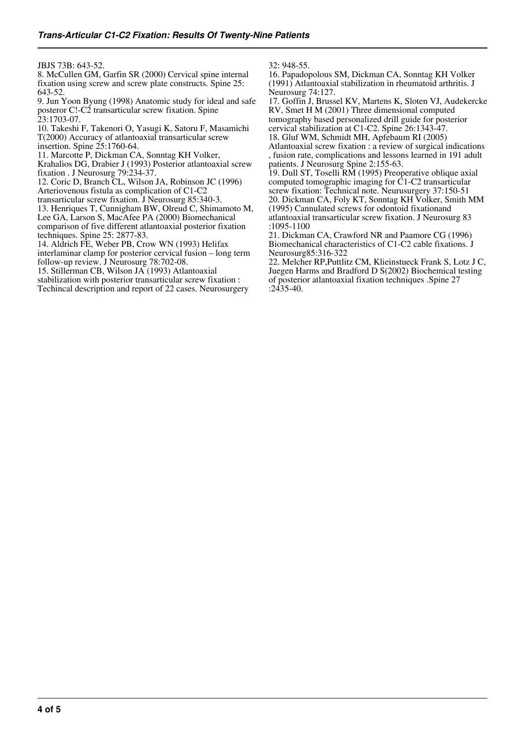JBJS 73B: 643-52.

8. McCullen GM, Garfin SR (2000) Cervical spine internal fixation using screw and screw plate constructs. Spine 25: 643-52.

9. Jun Yoon Byung (1998) Anatomic study for ideal and safe posteror C!-C2 transarticular screw fixation. Spine 23:1703-07.

10. Takeshi F, Takenori O, Yasugi K, Satoru F, Masamichi T(2000) Accuracy of atlantoaxial transarticular screw insertion. Spine 25:1760-64.

11. Marcotte P, Dickman CA, Sonntag KH Volker, Krahalios DG, Drabier J (1993) Posterior atlantoaxial screw fixation . J Neurosurg 79:234-37.

12. Coric D, Branch CL, Wilson JA, Robinson JC (1996) Arteriovenous fistula as complication of C1-C2 transarticular screw fixation. J Neurosurg 85:340-3.

13. Henriques T, Cunnigham BW, Olreud C, Shimamoto M, Lee GA, Larson S, MacAfee PA (2000) Biomechanical comparison of five different atlantoaxial posterior fixation techniques. Spine 25: 2877-83.

14. Aldrich FE, Weber PB, Crow WN (1993) Helifax interlaminar clamp for posterior cervical fusion – long term follow-up review. J Neurosurg 78:702-08.

15. Stillerman CB, Wilson JA (1993) Atlantoaxial stabilization with posterior transarticular screw fixation : Techincal description and report of 22 cases. Neurosurgery 32: 948-55.

16. Papadopolous SM, Dickman CA, Sonntag KH Volker (1991) Atlantoaxial stabilization in rheumatoid arthritis. J Neurosurg 74:127.

17. Goffin J, Brussel KV, Martens K, Sloten VJ, Audekercke RV, Smet H M (2001) Three dimensional computed tomography based personalized drill guide for posterior cervical stabilization at C1-C2. Spine 26:1343-47.

18. Gluf WM, Schmidt MH, Apfebaum RI (2005) Atlantoaxial screw fixation : a review of surgical indications , fusion rate, complications and lessons learned in 191 adult patients. J Neurosurg Spine 2:155-63.

19. Dull ST, Toselli RM (1995) Preoperative oblique axial computed tomographic imaging for C1-C2 transarticular screw fixation: Technical note. Neurusurgery 37:150-51

20. Dickman CA, Foly KT, Sonntag KH Volker, Smith MM (1995) Cannulated screws for odontoid fixationand atlantoaxial transarticular screw fixation. J Neurosurg 83 :1095-1100

21. Dickman CA, Crawford NR and Paamore CG (1996) Biomechanical characteristics of C1-C2 cable fixations. J Neurosurg85:316-322

22. Melcher RP,Puttlitz CM, Klieinstueck Frank S, Lotz J C, Juegen Harms and Bradford D S(2002) Biochemical testing of posterior atlantoaxial fixation techniques .Spine 27 :2435-40.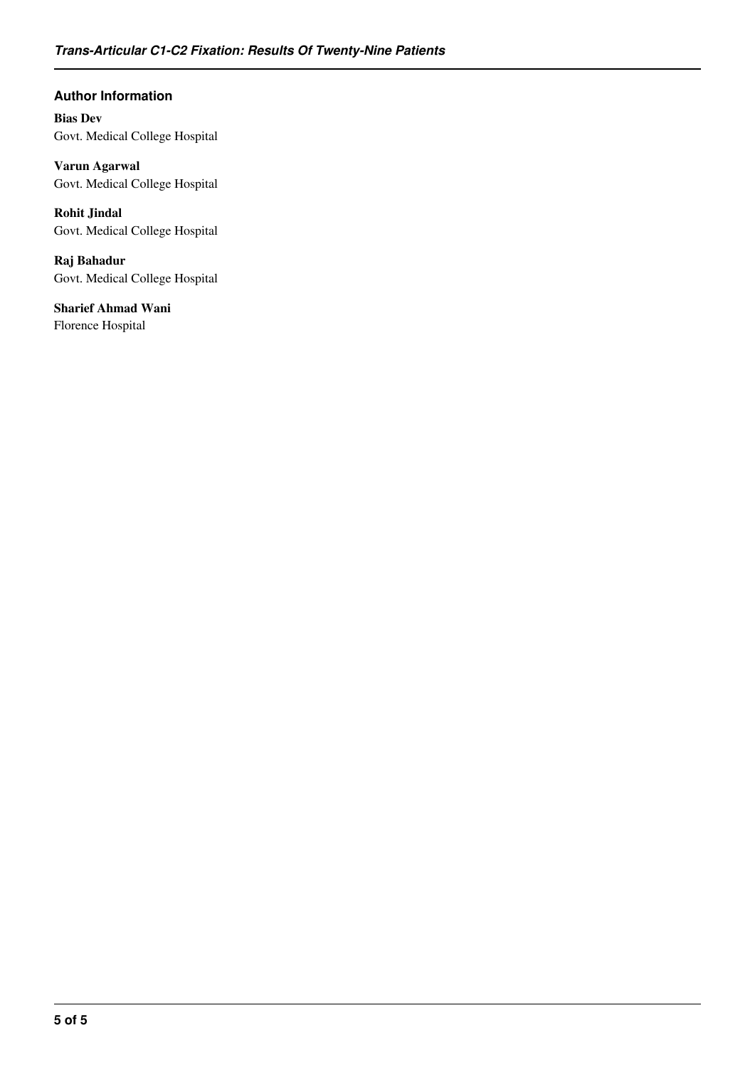## Author Information

**Bias Dev**
Govt. Medical College Hospital

**Varun Agarwal**
Govt. Medical College Hospital

**Rohit Jindal**
Govt. Medical College Hospital

**Raj Bahadur**
Govt. Medical College Hospital

**Sharief Ahmad Wani**
Florence Hospital